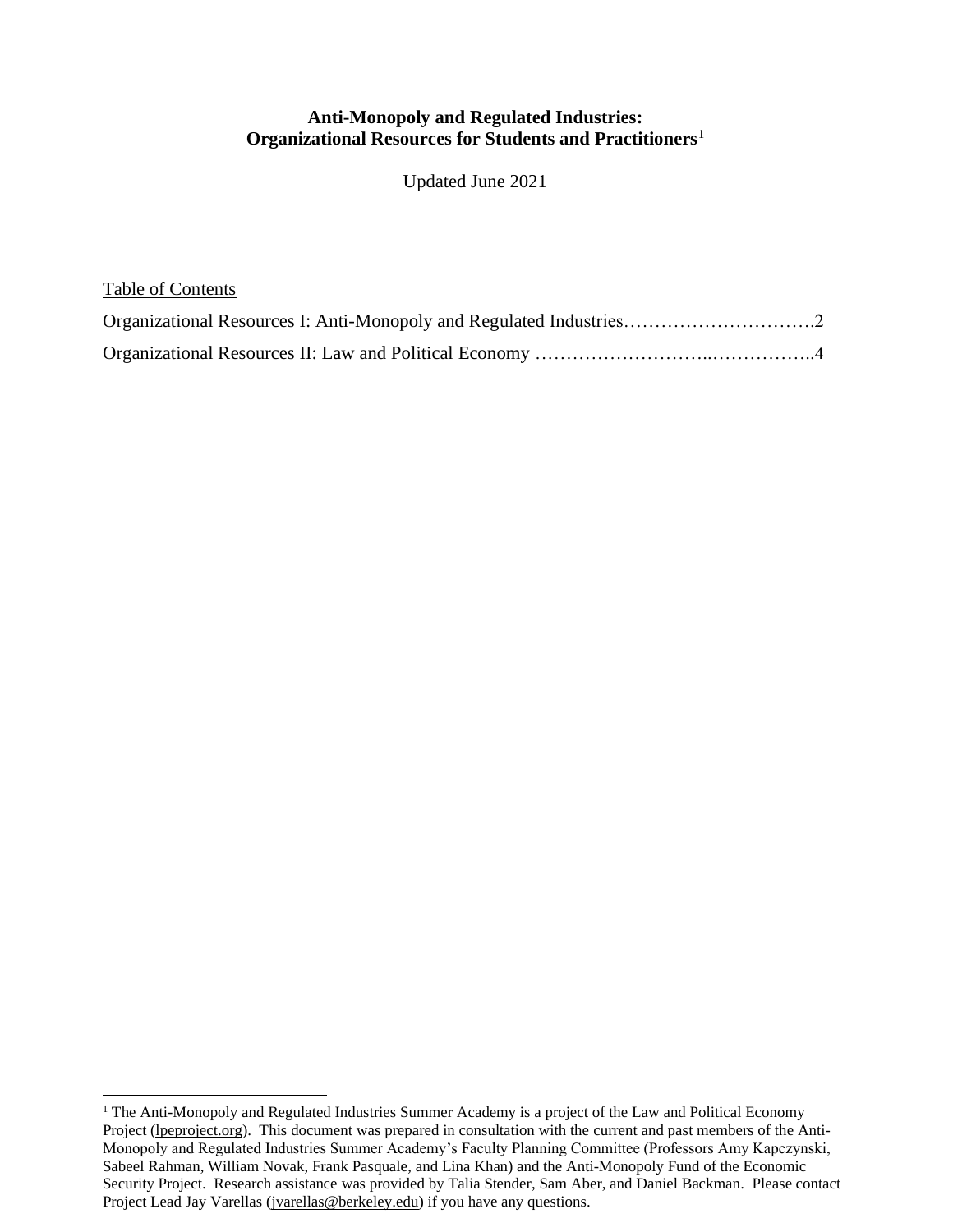# Anti-Monopoly and Regulated Industries: Organizational Resources for Students and Practitioners[1]

Updated June 2021

Table of Contents

Organizational Resources I: Anti-Monopoly and Regulated Industries………………………….2

Organizational Resources II: Law and Political Economy ……………………..……………..4

[1] The Anti-Monopoly and Regulated Industries Summer Academy is a project of the Law and Political Economy Project (lpeproject.org). This document was prepared in consultation with the current and past members of the Anti-Monopoly and Regulated Industries Summer Academy's Faculty Planning Committee (Professors Amy Kapczynski, Sabeel Rahman, William Novak, Frank Pasquale, and Lina Khan) and the Anti-Monopoly Fund of the Economic Security Project. Research assistance was provided by Talia Stender, Sam Aber, and Daniel Backman. Please contact Project Lead Jay Varellas (jvarellas@berkeley.edu) if you have any questions.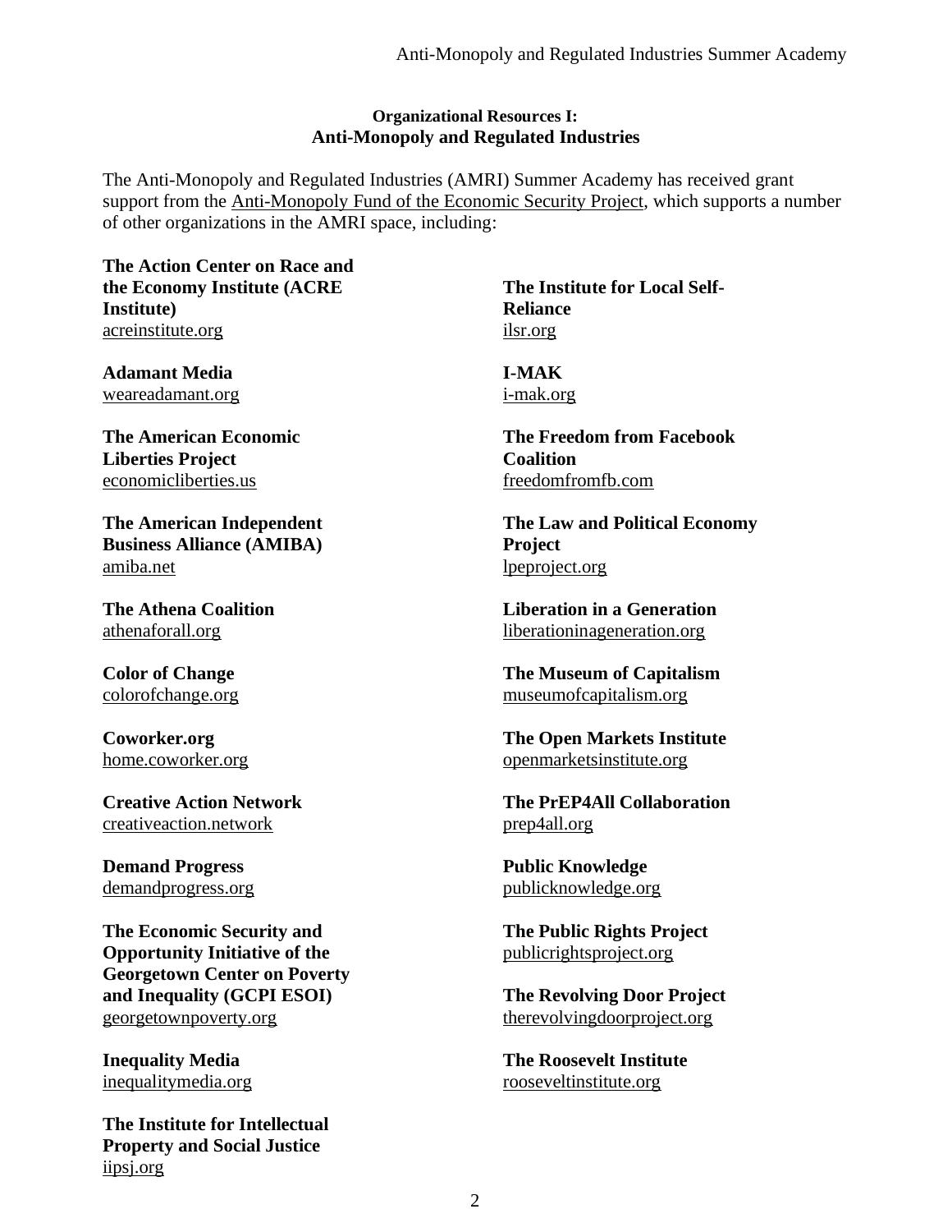**Organizational Resources I:**
**Anti-Monopoly and Regulated Industries**

The Anti-Monopoly and Regulated Industries (AMRI) Summer Academy has received grant support from the Anti-Monopoly Fund of the Economic Security Project, which supports a number of other organizations in the AMRI space, including:

**The Action Center on Race and the Economy Institute (ACRE Institute)**
acreinstitute.org

**Adamant Media**
weareadamant.org

**The American Economic Liberties Project**
economicliberties.us

**The American Independent Business Alliance (AMIBA)**
amiba.net

**The Athena Coalition**
athenaforall.org

**Color of Change**
colorofchange.org

**Coworker.org**
home.coworker.org

**Creative Action Network**
creativeaction.network

**Demand Progress**
demandprogress.org

**The Economic Security and Opportunity Initiative of the Georgetown Center on Poverty and Inequality (GCPI ESOI)**
georgetownpoverty.org

**Inequality Media**
inequalitymedia.org

**The Institute for Intellectual Property and Social Justice**
iipsj.org

**The Institute for Local Self-Reliance**
ilsr.org

**I-MAK**
i-mak.org

**The Freedom from Facebook Coalition**
freedomfromfb.com

**The Law and Political Economy Project**
lpeproject.org

**Liberation in a Generation**
liberationinageneration.org

**The Museum of Capitalism**
museumofcapitalism.org

**The Open Markets Institute**
openmarketsinstitute.org

**The PrEP4All Collaboration**
prep4all.org

**Public Knowledge**
publicknowledge.org

**The Public Rights Project**
publicrightsproject.org

**The Revolving Door Project**
therevolvingdoorproject.org

**The Roosevelt Institute**
rooseveltinstitute.org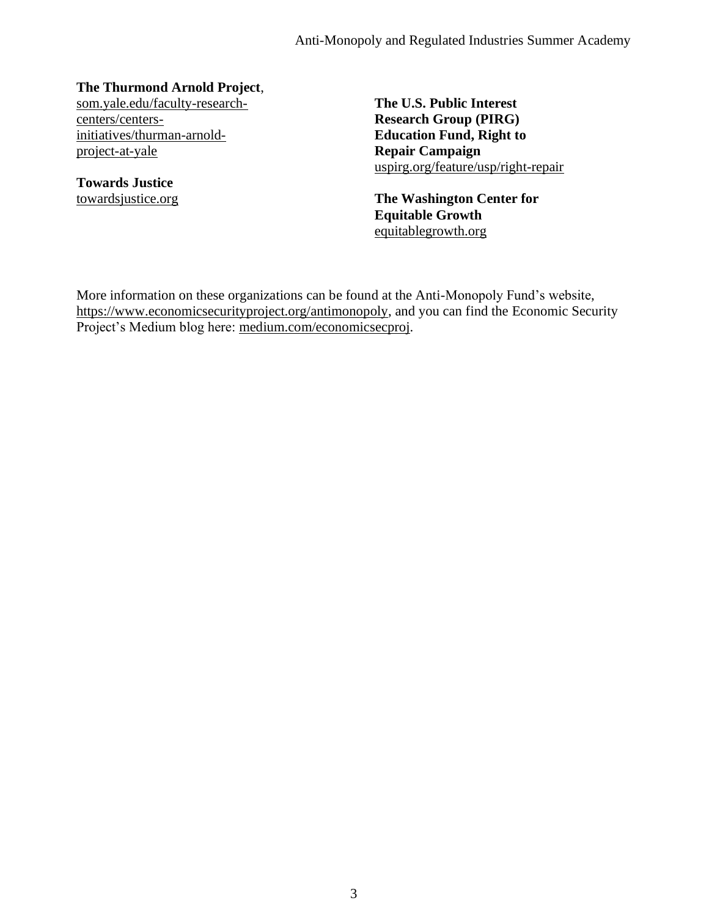**The Thurmond Arnold Project**,
som.yale.edu/faculty-research-centers/centers-initiatives/thurman-arnold-project-at-yale

**Towards Justice**
towardsjustice.org

**The U.S. Public Interest Research Group (PIRG) Education Fund, Right to Repair Campaign**
uspirg.org/feature/usp/right-repair

**The Washington Center for Equitable Growth**
equitablegrowth.org

More information on these organizations can be found at the Anti-Monopoly Fund's website, https://www.economicsecurityproject.org/antimonopoly, and you can find the Economic Security Project's Medium blog here: medium.com/economicsecproj.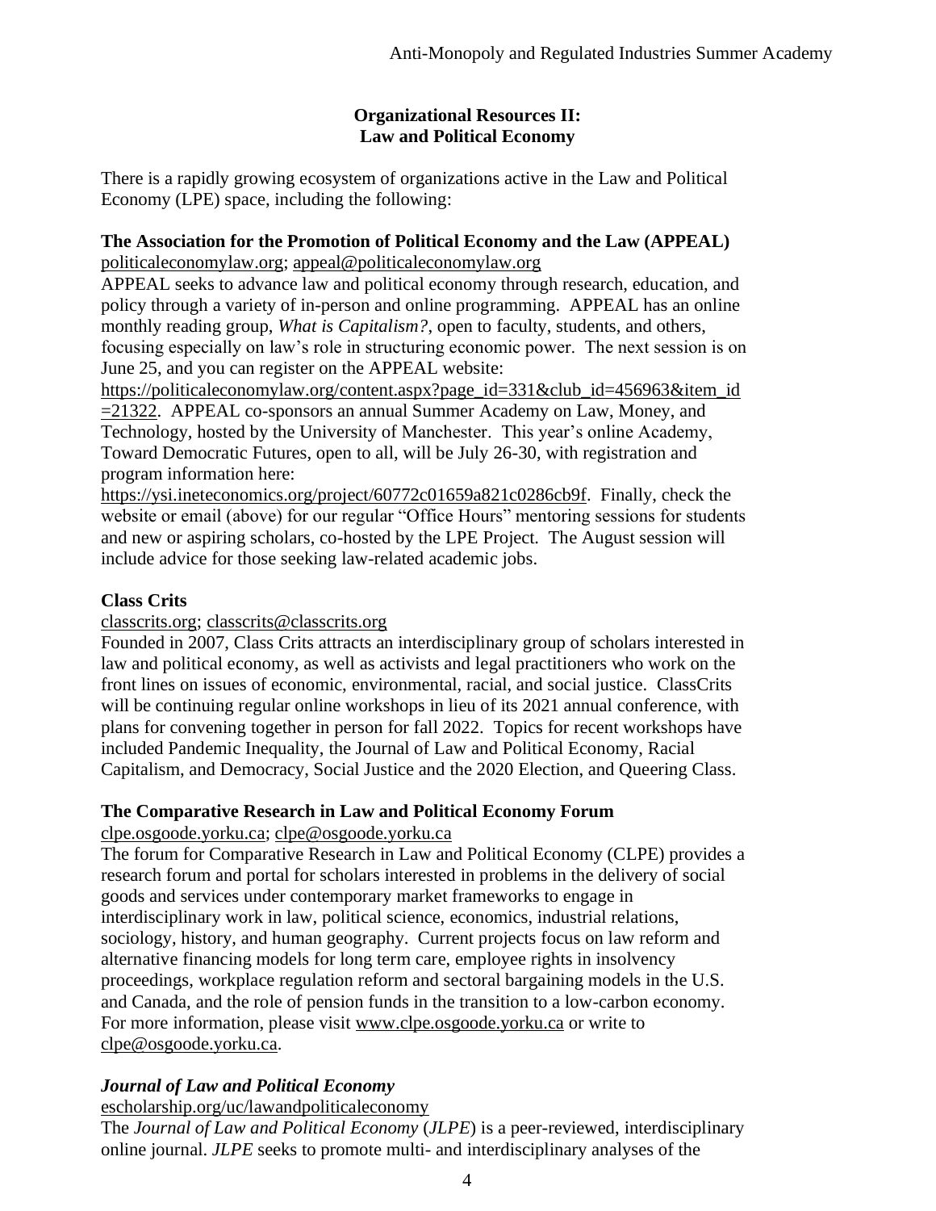## Organizational Resources II:
## Law and Political Economy

There is a rapidly growing ecosystem of organizations active in the Law and Political Economy (LPE) space, including the following:

**The Association for the Promotion of Political Economy and the Law (APPEAL)**
politicaleconomylaw.org; appeal@politicaleconomylaw.org
APPEAL seeks to advance law and political economy through research, education, and policy through a variety of in-person and online programming. APPEAL has an online monthly reading group, *What is Capitalism?*, open to faculty, students, and others, focusing especially on law's role in structuring economic power. The next session is on June 25, and you can register on the APPEAL website: https://politicaleconomylaw.org/content.aspx?page_id=331&club_id=456963&item_id=21322. APPEAL co-sponsors an annual Summer Academy on Law, Money, and Technology, hosted by the University of Manchester. This year's online Academy, Toward Democratic Futures, open to all, will be July 26-30, with registration and program information here: https://ysi.ineteconomics.org/project/60772c01659a821c0286cb9f. Finally, check the website or email (above) for our regular "Office Hours" mentoring sessions for students and new or aspiring scholars, co-hosted by the LPE Project. The August session will include advice for those seeking law-related academic jobs.

**Class Crits**
classcrits.org; classcrits@classcrits.org
Founded in 2007, Class Crits attracts an interdisciplinary group of scholars interested in law and political economy, as well as activists and legal practitioners who work on the front lines on issues of economic, environmental, racial, and social justice. ClassCrits will be continuing regular online workshops in lieu of its 2021 annual conference, with plans for convening together in person for fall 2022. Topics for recent workshops have included Pandemic Inequality, the Journal of Law and Political Economy, Racial Capitalism, and Democracy, Social Justice and the 2020 Election, and Queering Class.

**The Comparative Research in Law and Political Economy Forum**
clpe.osgoode.yorku.ca; clpe@osgoode.yorku.ca
The forum for Comparative Research in Law and Political Economy (CLPE) provides a research forum and portal for scholars interested in problems in the delivery of social goods and services under contemporary market frameworks to engage in interdisciplinary work in law, political science, economics, industrial relations, sociology, history, and human geography. Current projects focus on law reform and alternative financing models for long term care, employee rights in insolvency proceedings, workplace regulation reform and sectoral bargaining models in the U.S. and Canada, and the role of pension funds in the transition to a low-carbon economy. For more information, please visit www.clpe.osgoode.yorku.ca or write to clpe@osgoode.yorku.ca.

***Journal of Law and Political Economy***
escholarship.org/uc/lawandpoliticaleconomy
The *Journal of Law and Political Economy* (*JLPE*) is a peer-reviewed, interdisciplinary online journal. *JLPE* seeks to promote multi- and interdisciplinary analyses of the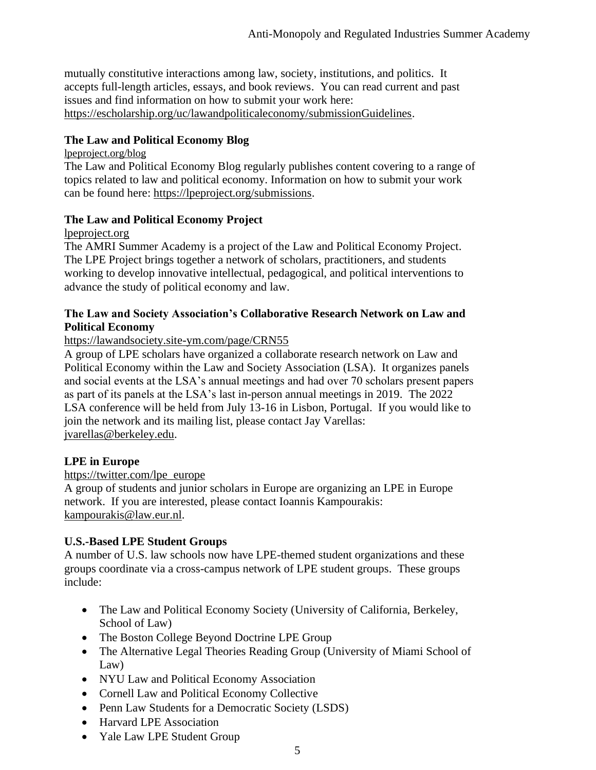mutually constitutive interactions among law, society, institutions, and politics. It accepts full-length articles, essays, and book reviews. You can read current and past issues and find information on how to submit your work here: https://escholarship.org/uc/lawandpoliticaleconomy/submissionGuidelines.

**The Law and Political Economy Blog**

lpeproject.org/blog

The Law and Political Economy Blog regularly publishes content covering to a range of topics related to law and political economy. Information on how to submit your work can be found here: https://lpeproject.org/submissions.

**The Law and Political Economy Project**

lpeproject.org

The AMRI Summer Academy is a project of the Law and Political Economy Project. The LPE Project brings together a network of scholars, practitioners, and students working to develop innovative intellectual, pedagogical, and political interventions to advance the study of political economy and law.

**The Law and Society Association's Collaborative Research Network on Law and Political Economy**

https://lawandsociety.site-ym.com/page/CRN55

A group of LPE scholars have organized a collaborate research network on Law and Political Economy within the Law and Society Association (LSA). It organizes panels and social events at the LSA's annual meetings and had over 70 scholars present papers as part of its panels at the LSA's last in-person annual meetings in 2019. The 2022 LSA conference will be held from July 13-16 in Lisbon, Portugal. If you would like to join the network and its mailing list, please contact Jay Varellas: jvarellas@berkeley.edu.

**LPE in Europe**

https://twitter.com/lpe_europe

A group of students and junior scholars in Europe are organizing an LPE in Europe network. If you are interested, please contact Ioannis Kampourakis: kampourakis@law.eur.nl.

**U.S.-Based LPE Student Groups**

A number of U.S. law schools now have LPE-themed student organizations and these groups coordinate via a cross-campus network of LPE student groups. These groups include:

- The Law and Political Economy Society (University of California, Berkeley, School of Law)
- The Boston College Beyond Doctrine LPE Group
- The Alternative Legal Theories Reading Group (University of Miami School of Law)
- NYU Law and Political Economy Association
- Cornell Law and Political Economy Collective
- Penn Law Students for a Democratic Society (LSDS)
- Harvard LPE Association
- Yale Law LPE Student Group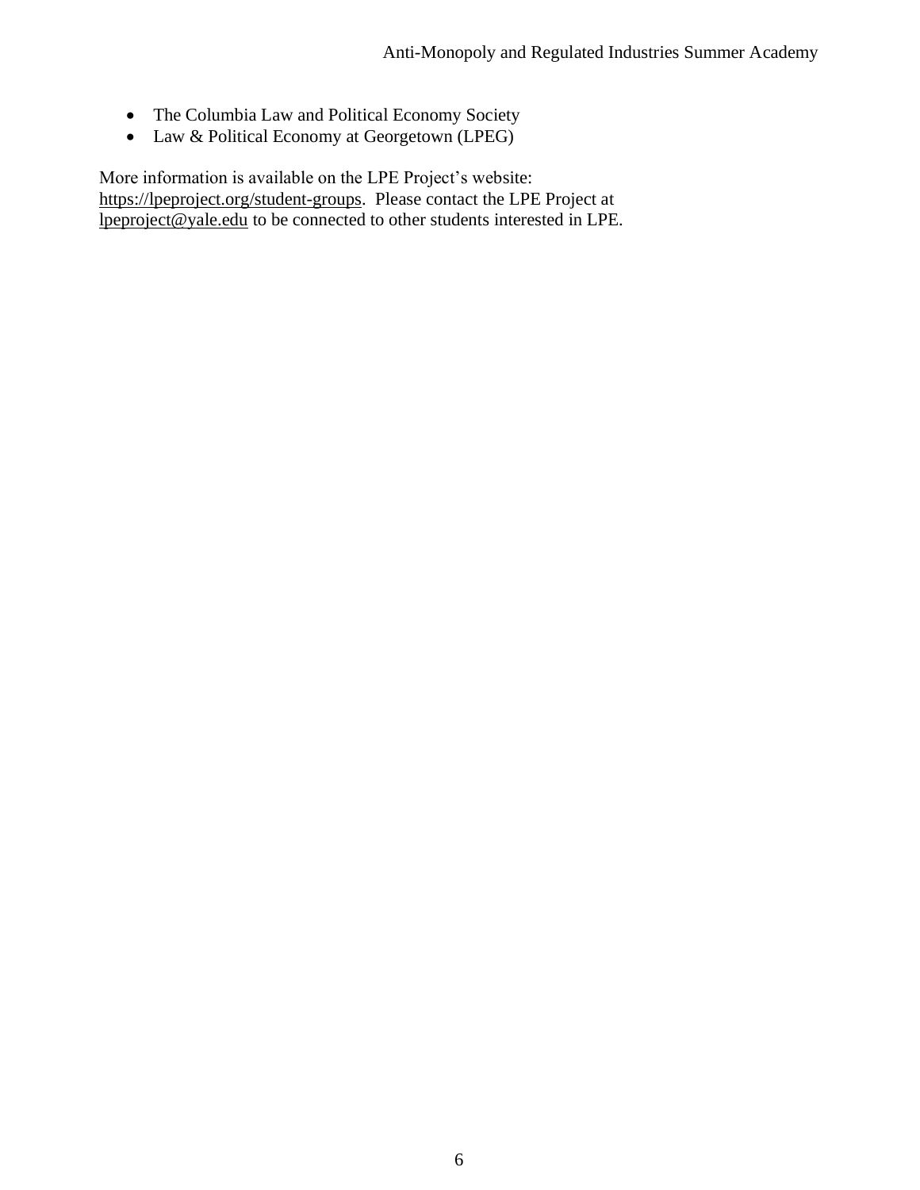- The Columbia Law and Political Economy Society
- Law & Political Economy at Georgetown (LPEG)

More information is available on the LPE Project's website: https://lpeproject.org/student-groups. Please contact the LPE Project at lpeproject@yale.edu to be connected to other students interested in LPE.